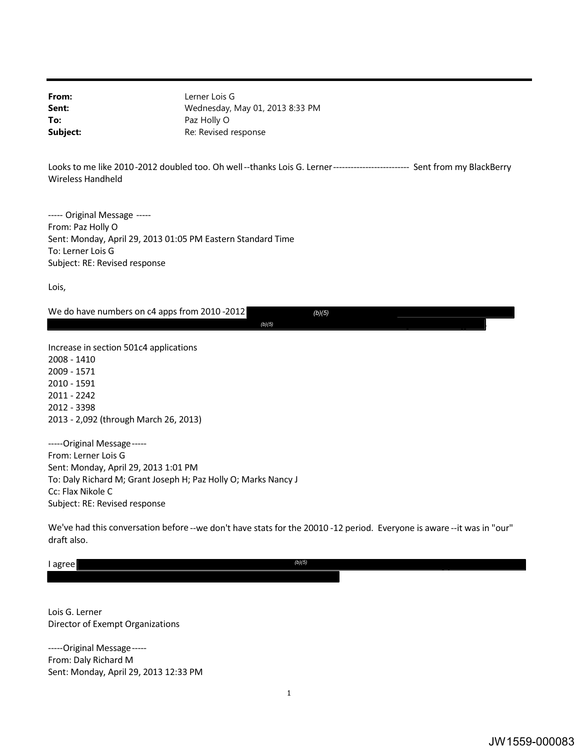| | |
|---|---|
| **From:** | Lerner Lois G |
| **Sent:** | Wednesday, May 01, 2013 8:33 PM |
| **To:** | Paz Holly O |
| **Subject:** | Re: Revised response |

Looks to me like 2010-2012 doubled too. Oh well--thanks Lois G. Lerner-------------------------- Sent from my BlackBerry Wireless Handheld

----- Original Message -----
From: Paz Holly O
Sent: Monday, April 29, 2013 01:05 PM Eastern Standard Time
To: Lerner Lois G
Subject: RE: Revised response

Lois,

We do have numbers on c4 apps from 2010 -2012 (b)(5) (b)(5)

Increase in section 501c4 applications
2008 - 1410
2009 - 1571
2010 - 1591
2011 - 2242
2012 - 3398
2013 - 2,092 (through March 26, 2013)

-----Original Message-----
From: Lerner Lois G
Sent: Monday, April 29, 2013 1:01 PM
To: Daly Richard M; Grant Joseph H; Paz Holly O; Marks Nancy J
Cc: Flax Nikole C
Subject: RE: Revised response

We've had this conversation before--we don't have stats for the 20010-12 period. Everyone is aware--it was in "our" draft also.

I agree (b)(5)

Lois G. Lerner
Director of Exempt Organizations

-----Original Message-----
From: Daly Richard M
Sent: Monday, April 29, 2013 12:33 PM

JW1559-000083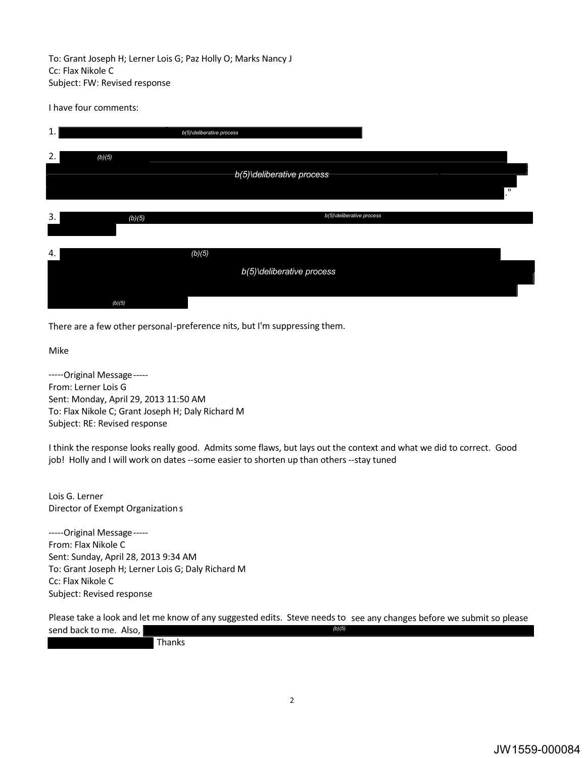To: Grant Joseph H; Lerner Lois G; Paz Holly O; Marks Nancy J
Cc: Flax Nikole C
Subject: FW: Revised response

I have four comments:

1. b(5)\deliberative process

2. (b)(5) b(5)\deliberative process ."

3. (b)(5) b(5)\deliberative process

4. (b)(5) b(5)\deliberative process (b)(5)

There are a few other personal-preference nits, but I'm suppressing them.

Mike

-----Original Message-----
From: Lerner Lois G
Sent: Monday, April 29, 2013 11:50 AM
To: Flax Nikole C; Grant Joseph H; Daly Richard M
Subject: RE: Revised response

I think the response looks really good. Admits some flaws, but lays out the context and what we did to correct. Good job! Holly and I will work on dates --some easier to shorten up than others --stay tuned

Lois G. Lerner
Director of Exempt Organizations

-----Original Message-----
From: Flax Nikole C
Sent: Sunday, April 28, 2013 9:34 AM
To: Grant Joseph H; Lerner Lois G; Daly Richard M
Cc: Flax Nikole C
Subject: Revised response

Please take a look and let me know of any suggested edits. Steve needs to see any changes before we submit so please send back to me. Also, (b)(5) Thanks

JW1559-000084